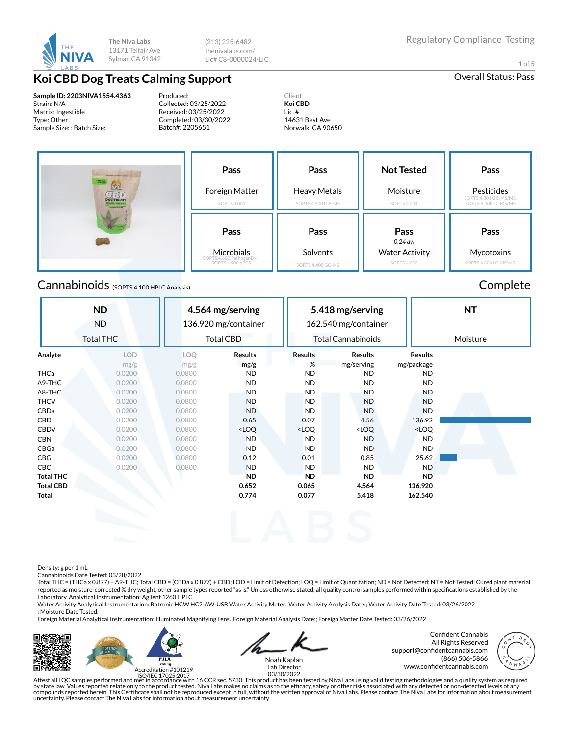The Niva Labs
13171 Telfair Ave
Sylmar, CA 91342

(213) 225-6482
thenivalabs.com/
Lic# C8-0000024-LIC

Regulatory Compliance Testing

# Koi CBD Dog Treats Calming Support

Overall Status: Pass

**Sample ID: 2203NIVA1554.4363**
Strain: N/A
Matrix: Ingestible
Type: Other
Sample Size: ; Batch Size:

Produced:
Collected: 03/25/2022
Received: 03/25/2022
Completed: 03/30/2022
Batch#: 2205651

Client
**Koi CBD**
Lic. #
14631 Best Ave
Norwalk, CA 90650

| Test | Status | Method |
|---|---|---|
| Foreign Matter | Pass | SOP.T.S.4.001 |
| Heavy Metals | Pass | SOP.T.S.4.500 ICP-MS |
| Moisture | Not Tested | SOP.T.S.4.001 |
| Pesticides | Pass | SOP.T.S.4.301 GC-MS/MS, SOP.T.S.4.300 LC-MS/MS |
| Microbials | Pass | SOP.T.S.4.600 PathogenDx, SOP.T.S.4.900 qPCR |
| Solvents | Pass | SOP.T.S.4.400 GC-MS |
| Water Activity | Pass (0.24 aw) | SOP.T.S.4.003 |
| Mycotoxins | Pass | SOP.T.S.4.300 LC-MS/MS |

## Cannabinoids (SOP.T.S.4.100 HPLC Analysis)

Complete

| Total THC | Total CBD | Total Cannabinoids | Moisture |
|---|---|---|---|
| ND | 4.564 mg/serving | 5.418 mg/serving | NT |
| ND | 136.920 mg/container | 162.540 mg/container | |

| Analyte | LOD | LOQ | Results | Results | Results | Results |
|---|---|---|---|---|---|---|
| | mg/g | mg/g | mg/g | % | mg/serving | mg/package |
| THCa | 0.0200 | 0.0800 | ND | ND | ND | ND |
| Δ9-THC | 0.0200 | 0.0800 | ND | ND | ND | ND |
| Δ8-THC | 0.0200 | 0.0800 | ND | ND | ND | ND |
| THCV | 0.0200 | 0.0800 | ND | ND | ND | ND |
| CBDa | 0.0200 | 0.0800 | ND | ND | ND | ND |
| CBD | 0.0200 | 0.0800 | 0.65 | 0.07 | 4.56 | 136.92 |
| CBDV | 0.0200 | 0.0800 | <LOQ | <LOQ | <LOQ | <LOQ |
| CBN | 0.0200 | 0.0800 | ND | ND | ND | ND |
| CBGa | 0.0200 | 0.0800 | ND | ND | ND | ND |
| CBG | 0.0200 | 0.0800 | 0.12 | 0.01 | 0.85 | 25.62 |
| CBC | 0.0200 | 0.0800 | ND | ND | ND | ND |
| **Total THC** | | | **ND** | **ND** | **ND** | **ND** |
| **Total CBD** | | | **0.652** | **0.065** | **4.564** | **136.920** |
| **Total** | | | **0.774** | **0.077** | **5.418** | **162.540** |

Density: g per 1 mL
Cannabinoids Date Tested: 03/28/2022
Total THC = (THCa x 0.877) + Δ9-THC; Total CBD = (CBDa x 0.877) + CBD; LOD = Limit of Detection; LOQ = Limit of Quantitation; ND = Not Detected; NT = Not Tested; Cured plant material reported as moisture-corrected % dry weight, other sample types reported "as is." Unless otherwise stated, all quality control samples performed within specifications established by the Laboratory. Analytical Instrumentation: Agilent 1260 HPLC.
Water Activity Analytical Instrumentation: Rotronic HCW HC2-AW-USB Water Activity Meter. Water Activity Analysis Date:; Water Activity Date Tested: 03/26/2022
; Moisture Date Tested:
Foreign Material Analytical Instrumentation: Illuminated Magnifying Lens. Foreign Material Analysis Date:; Foreign Matter Date Tested: 03/26/2022

PJLA Testing
Accreditation #101219
ISO/IEC 17025:2017

Noah Kaplan
Lab Director
03/30/2022

Confident Cannabis
All Rights Reserved
support@confidentcannabis.com
(866) 506-5866
www.confidentcannabis.com

Attest all LQC samples performed and met in accordance with 16 CCR sec. 5730. This product has been tested by Niva Labs using valid testing methodologies and a quality system as required by state law. Values reported relate only to the product tested. Niva Labs makes no claims as to the efficacy, safety or other risks associated with any detected or non-detected levels of any compounds reported herein. This Certificate shall not be reproduced except in full, without the written approval of Niva Labs. Please contact The Niva Labs for information about measurement uncertainty. Please contact The Niva Labs for information about measurement uncertainty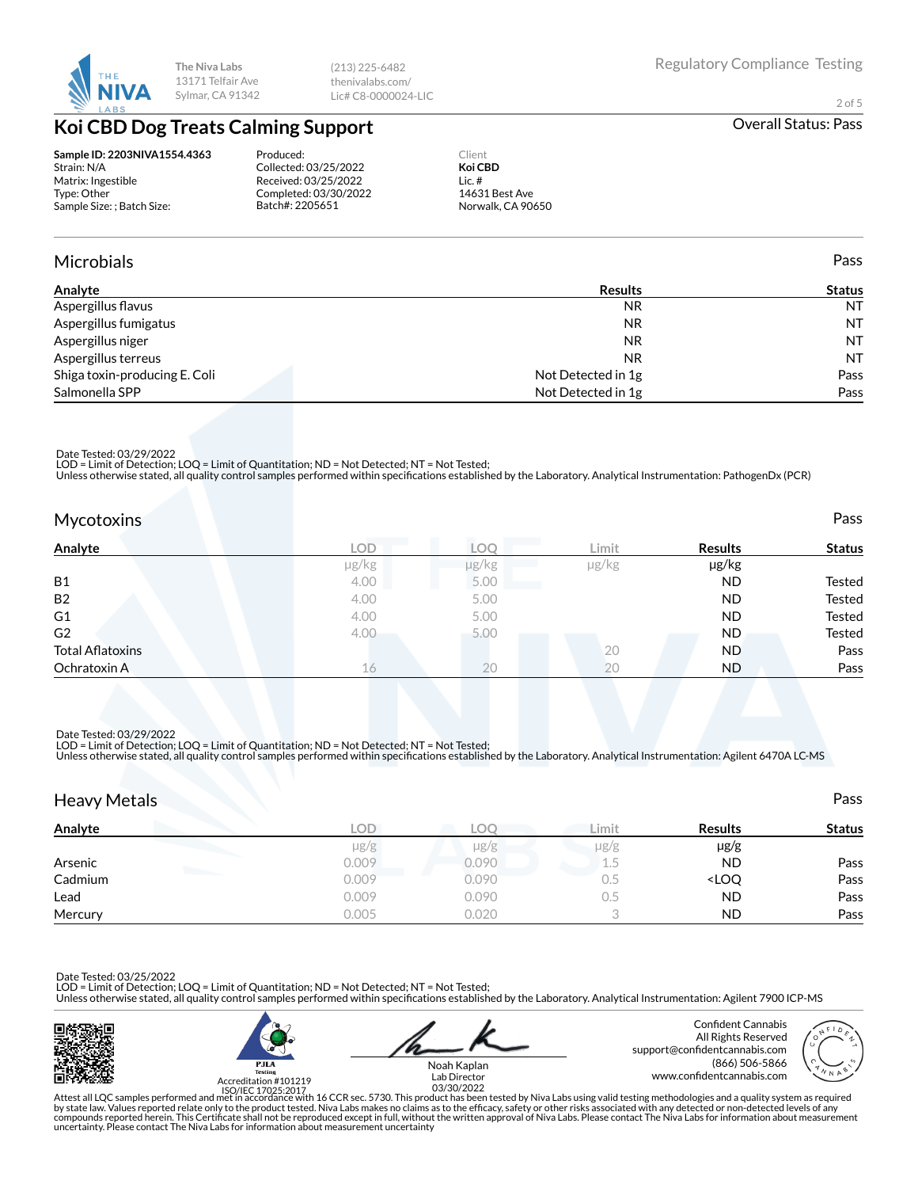The Niva Labs
13171 Telfair Ave
Sylmar, CA 91342

(213) 225-6482
thenivalabs.com/
Lic# C8-0000024-LIC

Regulatory Compliance Testing

# Koi CBD Dog Treats Calming Support

Overall Status: Pass

**Sample ID: 2203NIVA1554.4363**
Strain: N/A
Matrix: Ingestible
Type: Other
Sample Size: ; Batch Size:

Produced:
Collected: 03/25/2022
Received: 03/25/2022
Completed: 03/30/2022
Batch#: 2205651

Client
**Koi CBD**
Lic. #
14631 Best Ave
Norwalk, CA 90650

## Microbials

Pass

| Analyte | Results | Status |
|---|---|---|
| Aspergillus flavus | NR | NT |
| Aspergillus fumigatus | NR | NT |
| Aspergillus niger | NR | NT |
| Aspergillus terreus | NR | NT |
| Shiga toxin-producing E. Coli | Not Detected in 1g | Pass |
| Salmonella SPP | Not Detected in 1g | Pass |

Date Tested: 03/29/2022
LOD = Limit of Detection; LOQ = Limit of Quantitation; ND = Not Detected; NT = Not Tested;
Unless otherwise stated, all quality control samples performed within specifications established by the Laboratory. Analytical Instrumentation: PathogenDx (PCR)

## Mycotoxins

Pass

| Analyte | LOD | LOQ | Limit | Results | Status |
|---|---|---|---|---|---|
| | µg/kg | µg/kg | µg/kg | µg/kg | |
| B1 | 4.00 | 5.00 | | ND | Tested |
| B2 | 4.00 | 5.00 | | ND | Tested |
| G1 | 4.00 | 5.00 | | ND | Tested |
| G2 | 4.00 | 5.00 | | ND | Tested |
| Total Aflatoxins | | | 20 | ND | Pass |
| Ochratoxin A | 16 | 20 | 20 | ND | Pass |

Date Tested: 03/29/2022
LOD = Limit of Detection; LOQ = Limit of Quantitation; ND = Not Detected; NT = Not Tested;
Unless otherwise stated, all quality control samples performed within specifications established by the Laboratory. Analytical Instrumentation: Agilent 6470A LC-MS

## Heavy Metals

Pass

| Analyte | LOD | LOQ | Limit | Results | Status |
|---|---|---|---|---|---|
| | µg/g | µg/g | µg/g | µg/g | |
| Arsenic | 0.009 | 0.090 | 1.5 | ND | Pass |
| Cadmium | 0.009 | 0.090 | 0.5 | <LOQ | Pass |
| Lead | 0.009 | 0.090 | 0.5 | ND | Pass |
| Mercury | 0.005 | 0.020 | 3 | ND | Pass |

Date Tested: 03/25/2022
LOD = Limit of Detection; LOQ = Limit of Quantitation; ND = Not Detected; NT = Not Tested;
Unless otherwise stated, all quality control samples performed within specifications established by the Laboratory. Analytical Instrumentation: Agilent 7900 ICP-MS

PJLA Testing
Accreditation #101219
ISO/IEC 17025:2017

Noah Kaplan
Lab Director
03/30/2022

Confident Cannabis
All Rights Reserved
support@confidentcannabis.com
(866) 506-5866
www.confidentcannabis.com

Attest all LQC samples performed and met in accordance with 16 CCR sec. 5730. This product has been tested by Niva Labs using valid testing methodologies and a quality system as required by state law. Values reported relate only to the product tested. Niva Labs makes no claims as to the efficacy, safety or other risks associated with any detected or non-detected levels of any compounds reported herein. This Certificate shall not be reproduced except in full, without the written approval of Niva Labs. Please contact The Niva Labs for information about measurement uncertainty. Please contact The Niva Labs for information about measurement uncertainty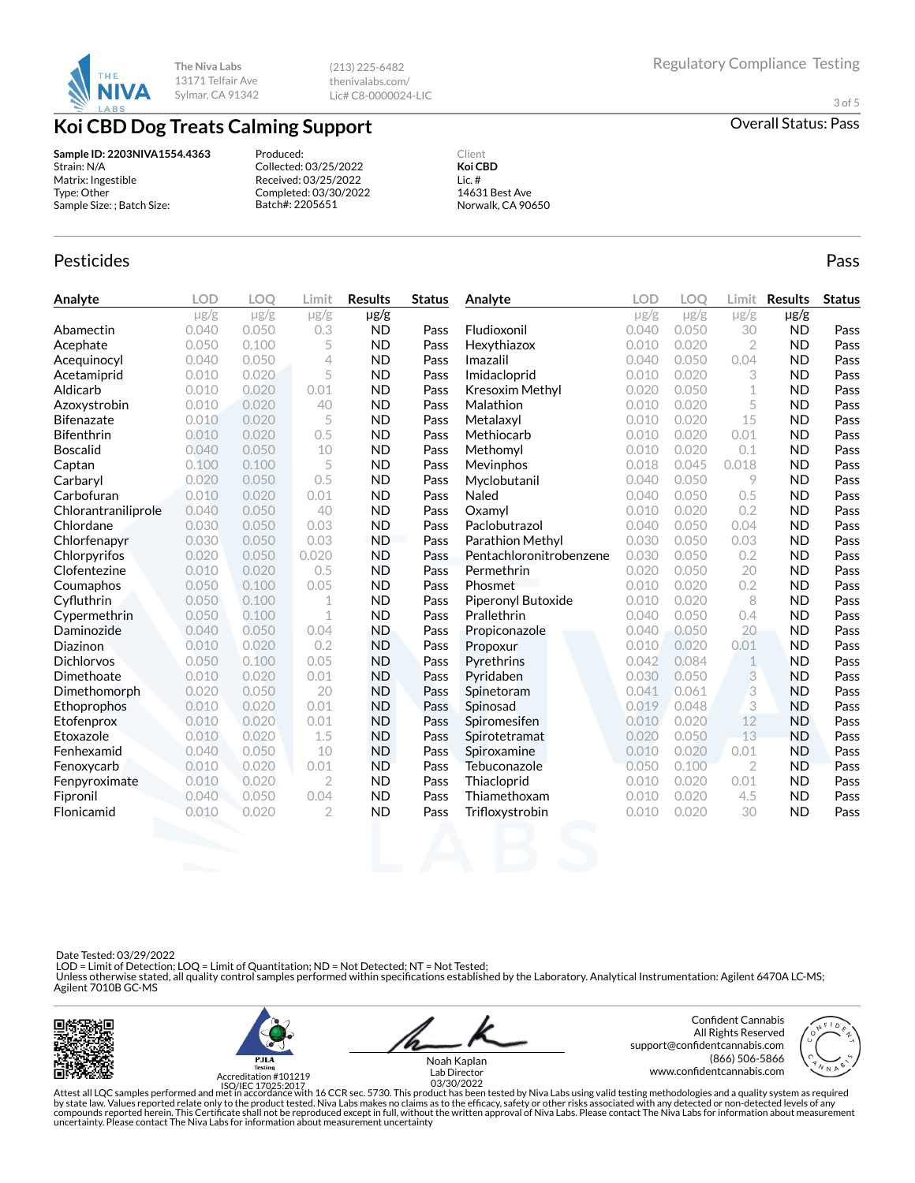The Niva Labs
13171 Telfair Ave
Sylmar, CA 91342

(213) 225-6482
thenivalabs.com/
Lic# C8-0000024-LIC

Regulatory Compliance Testing

# Koi CBD Dog Treats Calming Support

Overall Status: Pass

**Sample ID: 2203NIVA1554.4363**
Strain: N/A
Matrix: Ingestible
Type: Other
Sample Size: ; Batch Size:

Produced:
Collected: 03/25/2022
Received: 03/25/2022
Completed: 03/30/2022
Batch#: 2205651

Client
**Koi CBD**
Lic. #
14631 Best Ave
Norwalk, CA 90650

## Pesticides

Pass

| Analyte | LOD | LOQ | Limit | Results | Status |
|---|---|---|---|---|---|
| | µg/g | µg/g | µg/g | µg/g | |
| Abamectin | 0.040 | 0.050 | 0.3 | ND | Pass |
| Acephate | 0.050 | 0.100 | 5 | ND | Pass |
| Acequinocyl | 0.040 | 0.050 | 4 | ND | Pass |
| Acetamiprid | 0.010 | 0.020 | 5 | ND | Pass |
| Aldicarb | 0.010 | 0.020 | 0.01 | ND | Pass |
| Azoxystrobin | 0.010 | 0.020 | 40 | ND | Pass |
| Bifenazate | 0.010 | 0.020 | 5 | ND | Pass |
| Bifenthrin | 0.010 | 0.020 | 0.5 | ND | Pass |
| Boscalid | 0.040 | 0.050 | 10 | ND | Pass |
| Captan | 0.100 | 0.100 | 5 | ND | Pass |
| Carbaryl | 0.020 | 0.050 | 0.5 | ND | Pass |
| Carbofuran | 0.010 | 0.020 | 0.01 | ND | Pass |
| Chlorantraniliprole | 0.040 | 0.050 | 40 | ND | Pass |
| Chlordane | 0.030 | 0.050 | 0.03 | ND | Pass |
| Chlorfenapyr | 0.030 | 0.050 | 0.03 | ND | Pass |
| Chlorpyrifos | 0.020 | 0.050 | 0.020 | ND | Pass |
| Clofentezine | 0.010 | 0.020 | 0.5 | ND | Pass |
| Coumaphos | 0.050 | 0.100 | 0.05 | ND | Pass |
| Cyfluthrin | 0.050 | 0.100 | 1 | ND | Pass |
| Cypermethrin | 0.050 | 0.100 | 1 | ND | Pass |
| Daminozide | 0.040 | 0.050 | 0.04 | ND | Pass |
| Diazinon | 0.010 | 0.020 | 0.2 | ND | Pass |
| Dichlorvos | 0.050 | 0.100 | 0.05 | ND | Pass |
| Dimethoate | 0.010 | 0.020 | 0.01 | ND | Pass |
| Dimethomorph | 0.020 | 0.050 | 20 | ND | Pass |
| Ethoprophos | 0.010 | 0.020 | 0.01 | ND | Pass |
| Etofenprox | 0.010 | 0.020 | 0.01 | ND | Pass |
| Etoxazole | 0.010 | 0.020 | 1.5 | ND | Pass |
| Fenhexamid | 0.040 | 0.050 | 10 | ND | Pass |
| Fenoxycarb | 0.010 | 0.020 | 0.01 | ND | Pass |
| Fenpyroximate | 0.010 | 0.020 | 2 | ND | Pass |
| Fipronil | 0.040 | 0.050 | 0.04 | ND | Pass |
| Flonicamid | 0.010 | 0.020 | 2 | ND | Pass |
| Fludioxonil | 0.040 | 0.050 | 30 | ND | Pass |
| Hexythiazox | 0.010 | 0.020 | 2 | ND | Pass |
| Imazalil | 0.040 | 0.050 | 0.04 | ND | Pass |
| Imidacloprid | 0.010 | 0.020 | 3 | ND | Pass |
| Kresoxim Methyl | 0.020 | 0.050 | 1 | ND | Pass |
| Malathion | 0.010 | 0.020 | 5 | ND | Pass |
| Metalaxyl | 0.010 | 0.020 | 15 | ND | Pass |
| Methiocarb | 0.010 | 0.020 | 0.01 | ND | Pass |
| Methomyl | 0.010 | 0.020 | 0.1 | ND | Pass |
| Mevinphos | 0.018 | 0.045 | 0.018 | ND | Pass |
| Myclobutanil | 0.040 | 0.050 | 9 | ND | Pass |
| Naled | 0.040 | 0.050 | 0.5 | ND | Pass |
| Oxamyl | 0.010 | 0.020 | 0.2 | ND | Pass |
| Paclobutrazol | 0.040 | 0.050 | 0.04 | ND | Pass |
| Parathion Methyl | 0.030 | 0.050 | 0.03 | ND | Pass |
| Pentachloronitrobenzene | 0.030 | 0.050 | 0.2 | ND | Pass |
| Permethrin | 0.020 | 0.050 | 20 | ND | Pass |
| Phosmet | 0.010 | 0.020 | 0.2 | ND | Pass |
| Piperonyl Butoxide | 0.010 | 0.020 | 8 | ND | Pass |
| Prallethrin | 0.040 | 0.050 | 0.4 | ND | Pass |
| Propiconazole | 0.040 | 0.050 | 20 | ND | Pass |
| Propoxur | 0.010 | 0.020 | 0.01 | ND | Pass |
| Pyrethrins | 0.042 | 0.084 | 1 | ND | Pass |
| Pyridaben | 0.030 | 0.050 | 3 | ND | Pass |
| Spinetoram | 0.041 | 0.061 | 3 | ND | Pass |
| Spinosad | 0.019 | 0.048 | 3 | ND | Pass |
| Spiromesifen | 0.010 | 0.020 | 12 | ND | Pass |
| Spirotetramat | 0.020 | 0.050 | 13 | ND | Pass |
| Spiroxamine | 0.010 | 0.020 | 0.01 | ND | Pass |
| Tebuconazole | 0.050 | 0.100 | 2 | ND | Pass |
| Thiacloprid | 0.010 | 0.020 | 0.01 | ND | Pass |
| Thiamethoxam | 0.010 | 0.020 | 4.5 | ND | Pass |
| Trifloxystrobin | 0.010 | 0.020 | 30 | ND | Pass |

Date Tested: 03/29/2022
LOD = Limit of Detection; LOQ = Limit of Quantitation; ND = Not Detected; NT = Not Tested;
Unless otherwise stated, all quality control samples performed within specifications established by the Laboratory. Analytical Instrumentation: Agilent 6470A LC-MS; Agilent 7010B GC-MS

PJLA Testing
Accreditation #101219
ISO/IEC 17025:2017

Noah Kaplan
Lab Director
03/30/2022

Confident Cannabis
All Rights Reserved
support@confidentcannabis.com
(866) 506-5866
www.confidentcannabis.com

Attest all LQC samples performed and met in accordance with 16 CCR sec. 5730. This product has been tested by Niva Labs using valid testing methodologies and a quality system as required by state law. Values reported relate only to the product tested. Niva Labs makes no claims as to the efficacy, safety or other risks associated with any detected or non-detected levels of any compounds reported herein. This Certificate shall not be reproduced except in full, without the written approval of Niva Labs. Please contact The Niva Labs for information about measurement uncertainty. Please contact The Niva Labs for information about measurement uncertainty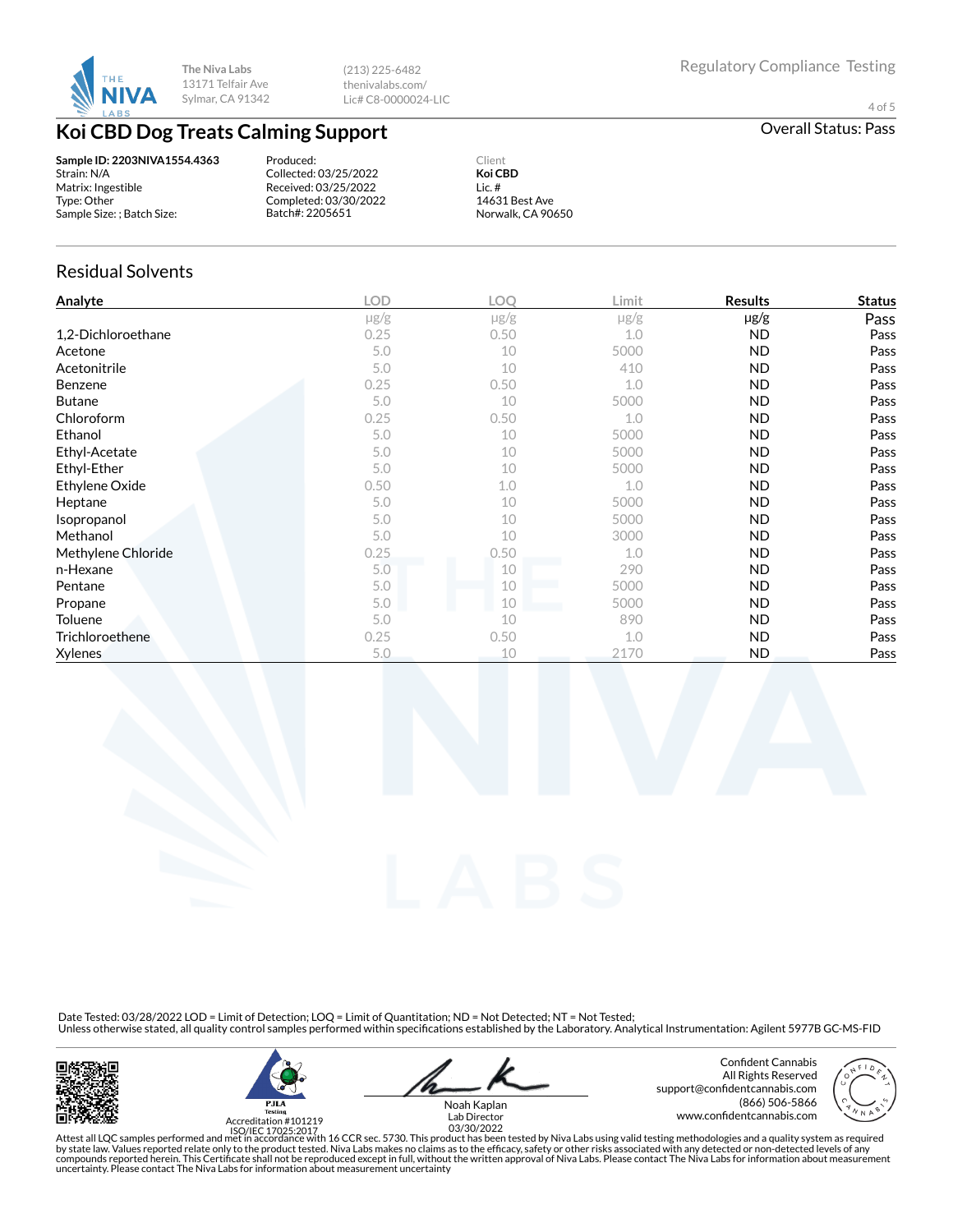The Niva Labs
13171 Telfair Ave
Sylmar, CA 91342

(213) 225-6482
thenivalabs.com/
Lic# C8-0000024-LIC

Regulatory Compliance Testing

# Koi CBD Dog Treats Calming Support

Overall Status: Pass

**Sample ID: 2203NIVA1554.4363**
Strain: N/A
Matrix: Ingestible
Type: Other
Sample Size: ; Batch Size:

Produced:
Collected: 03/25/2022
Received: 03/25/2022
Completed: 03/30/2022
Batch#: 2205651

Client
**Koi CBD**
Lic. #
14631 Best Ave
Norwalk, CA 90650

## Residual Solvents

| Analyte | LOD | LOQ | Limit | Results | Status |
|---|---|---|---|---|---|
| | µg/g | µg/g | µg/g | µg/g | Pass |
| 1,2-Dichloroethane | 0.25 | 0.50 | 1.0 | ND | Pass |
| Acetone | 5.0 | 10 | 5000 | ND | Pass |
| Acetonitrile | 5.0 | 10 | 410 | ND | Pass |
| Benzene | 0.25 | 0.50 | 1.0 | ND | Pass |
| Butane | 5.0 | 10 | 5000 | ND | Pass |
| Chloroform | 0.25 | 0.50 | 1.0 | ND | Pass |
| Ethanol | 5.0 | 10 | 5000 | ND | Pass |
| Ethyl-Acetate | 5.0 | 10 | 5000 | ND | Pass |
| Ethyl-Ether | 5.0 | 10 | 5000 | ND | Pass |
| Ethylene Oxide | 0.50 | 1.0 | 1.0 | ND | Pass |
| Heptane | 5.0 | 10 | 5000 | ND | Pass |
| Isopropanol | 5.0 | 10 | 5000 | ND | Pass |
| Methanol | 5.0 | 10 | 3000 | ND | Pass |
| Methylene Chloride | 0.25 | 0.50 | 1.0 | ND | Pass |
| n-Hexane | 5.0 | 10 | 290 | ND | Pass |
| Pentane | 5.0 | 10 | 5000 | ND | Pass |
| Propane | 5.0 | 10 | 5000 | ND | Pass |
| Toluene | 5.0 | 10 | 890 | ND | Pass |
| Trichloroethene | 0.25 | 0.50 | 1.0 | ND | Pass |
| Xylenes | 5.0 | 10 | 2170 | ND | Pass |

Date Tested: 03/28/2022 LOD = Limit of Detection; LOQ = Limit of Quantitation; ND = Not Detected; NT = Not Tested;
Unless otherwise stated, all quality control samples performed within specifications established by the Laboratory. Analytical Instrumentation: Agilent 5977B GC-MS-FID

PJLA Testing
Accreditation #101219
ISO/IEC 17025:2017

Noah Kaplan
Lab Director
03/30/2022

Confident Cannabis
All Rights Reserved
support@confidentcannabis.com
(866) 506-5866
www.confidentcannabis.com

Attest all LQC samples performed and met in accordance with 16 CCR sec. 5730. This product has been tested by Niva Labs using valid testing methodologies and a quality system as required by state law. Values reported relate only to the product tested. Niva Labs makes no claims as to the efficacy, safety or other risks associated with any detected or non-detected levels of any compounds reported herein. This Certificate shall not be reproduced except in full, without the written approval of Niva Labs. Please contact The Niva Labs for information about measurement uncertainty. Please contact The Niva Labs for information about measurement uncertainty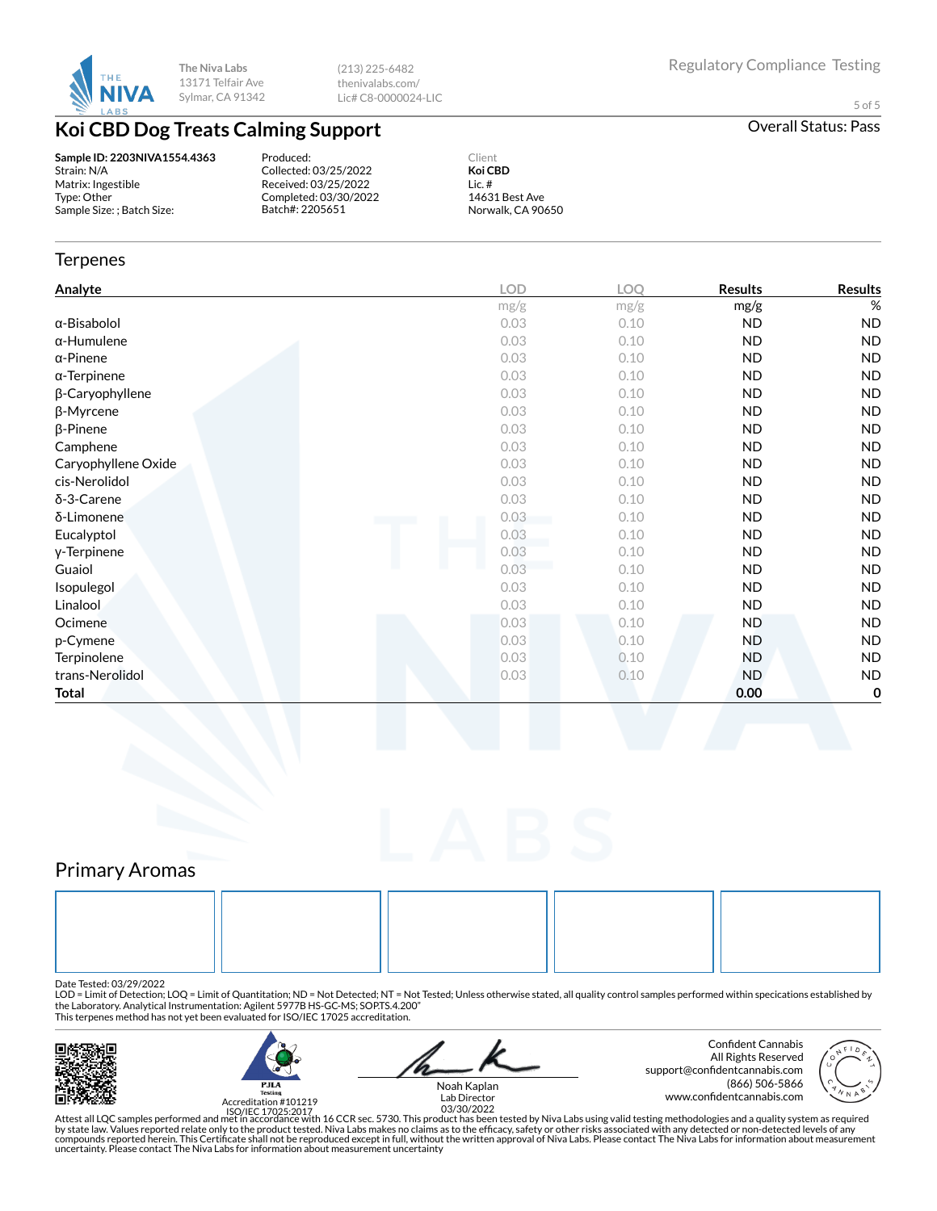The Niva Labs
13171 Telfair Ave
Sylmar, CA 91342

(213) 225-6482
thenivalabs.com/
Lic# C8-0000024-LIC

Regulatory Compliance Testing

# Koi CBD Dog Treats Calming Support

Overall Status: Pass

**Sample ID: 2203NIVA1554.4363**
Strain: N/A
Matrix: Ingestible
Type: Other
Sample Size: ; Batch Size:

Produced:
Collected: 03/25/2022
Received: 03/25/2022
Completed: 03/30/2022
Batch#: 2205651

Client
**Koi CBD**
Lic. #
14631 Best Ave
Norwalk, CA 90650

## Terpenes

| Analyte | LOD | LOQ | Results | Results |
|---|---|---|---|---|
| | mg/g | mg/g | mg/g | % |
| α-Bisabolol | 0.03 | 0.10 | ND | ND |
| α-Humulene | 0.03 | 0.10 | ND | ND |
| α-Pinene | 0.03 | 0.10 | ND | ND |
| α-Terpinene | 0.03 | 0.10 | ND | ND |
| β-Caryophyllene | 0.03 | 0.10 | ND | ND |
| β-Myrcene | 0.03 | 0.10 | ND | ND |
| β-Pinene | 0.03 | 0.10 | ND | ND |
| Camphene | 0.03 | 0.10 | ND | ND |
| Caryophyllene Oxide | 0.03 | 0.10 | ND | ND |
| cis-Nerolidol | 0.03 | 0.10 | ND | ND |
| δ-3-Carene | 0.03 | 0.10 | ND | ND |
| δ-Limonene | 0.03 | 0.10 | ND | ND |
| Eucalyptol | 0.03 | 0.10 | ND | ND |
| γ-Terpinene | 0.03 | 0.10 | ND | ND |
| Guaiol | 0.03 | 0.10 | ND | ND |
| Isopulegol | 0.03 | 0.10 | ND | ND |
| Linalool | 0.03 | 0.10 | ND | ND |
| Ocimene | 0.03 | 0.10 | ND | ND |
| p-Cymene | 0.03 | 0.10 | ND | ND |
| Terpinolene | 0.03 | 0.10 | ND | ND |
| trans-Nerolidol | 0.03 | 0.10 | ND | ND |
| **Total** | | | **0.00** | **0** |

## Primary Aromas

Date Tested: 03/29/2022
LOD = Limit of Detection; LOQ = Limit of Quantitation; ND = Not Detected; NT = Not Tested; Unless otherwise stated, all quality control samples performed within specications established by the Laboratory. Analytical Instrumentation: Agilent 5977B HS-GC-MS; SOP.TS.4.200*
This terpenes method has not yet been evaluated for ISO/IEC 17025 accreditation.

PJLA Testing
Accreditation #101219
ISO/IEC 17025:2017

Noah Kaplan
Lab Director
03/30/2022

Confident Cannabis
All Rights Reserved
support@confidentcannabis.com
(866) 506-5866
www.confidentcannabis.com

Attest all LQC samples performed and met in accordance with 16 CCR sec. 5730. This product has been tested by Niva Labs using valid testing methodologies and a quality system as required by state law. Values reported relate only to the product tested. Niva Labs makes no claims as to the efficacy, safety or other risks associated with any detected or non-detected levels of any compounds reported herein. This Certificate shall not be reproduced except in full, without the written approval of Niva Labs. Please contact The Niva Labs for information about measurement uncertainty. Please contact The Niva Labs for information about measurement uncertainty